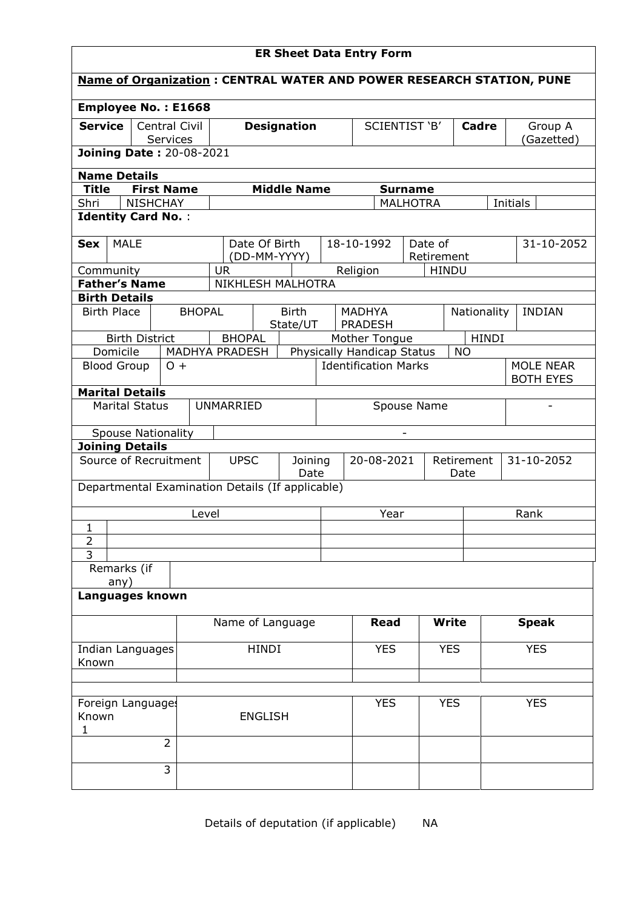# ER Sheet Data Entry Form

**Name of Organization : CENTRAL WATER AND POWER RESEARCH STATION, PUNE**

**Employee No. : E1668**

| **Service** | Central Civil Services | **Designation** | SCIENTIST 'B' | **Cadre** | Group A (Gazetted) |
|---|---|---|---|---|---|

**Joining Date :** 20-08-2021

**Name Details**

| **Title** | **First Name** | **Middle Name** | **Surname** | | |
|---|---|---|---|---|---|
| Shri | NISHCHAY | | MALHOTRA | Initials | |

**Identity Card No.** :

| **Sex** | MALE | Date Of Birth (DD-MM-YYYY) | 18-10-1992 | Date of Retirement | 31-10-2052 |
|---|---|---|---|---|---|
| Community | UR | Religion | HINDU | | |

| **Father's Name** | NIKHLESH MALHOTRA |
|---|---|

**Birth Details**

| Birth Place | BHOPAL | Birth State/UT | MADHYA PRADESH | Nationality | INDIAN |
|---|---|---|---|---|---|
| Birth District | BHOPAL | Mother Tongue | HINDI | | |
| Domicile | MADHYA PRADESH | Physically Handicap Status | NO | | |
| Blood Group | O + | Identification Marks | MOLE NEAR BOTH EYES | | |

**Marital Details**

| Marital Status | UNMARRIED | Spouse Name | - |
|---|---|---|---|
| Spouse Nationality | - | | |

**Joining Details**

| Source of Recruitment | UPSC | Joining Date | 20-08-2021 | Retirement Date | 31-10-2052 |
|---|---|---|---|---|---|

Departmental Examination Details (If applicable)

| | Level | Year | Rank |
|---|---|---|---|
| 1 | | | |
| 2 | | | |
| 3 | | | |

| Remarks (if any) | |
|---|---|

**Languages known**

| | Name of Language | **Read** | **Write** | **Speak** |
|---|---|---|---|---|
| Indian Languages Known | HINDI | YES | YES | YES |
| | | | | |
| Foreign Languages Known 1 | ENGLISH | YES | YES | YES |
| 2 | | | | |
| 3 | | | | |

Details of deputation (if applicable) NA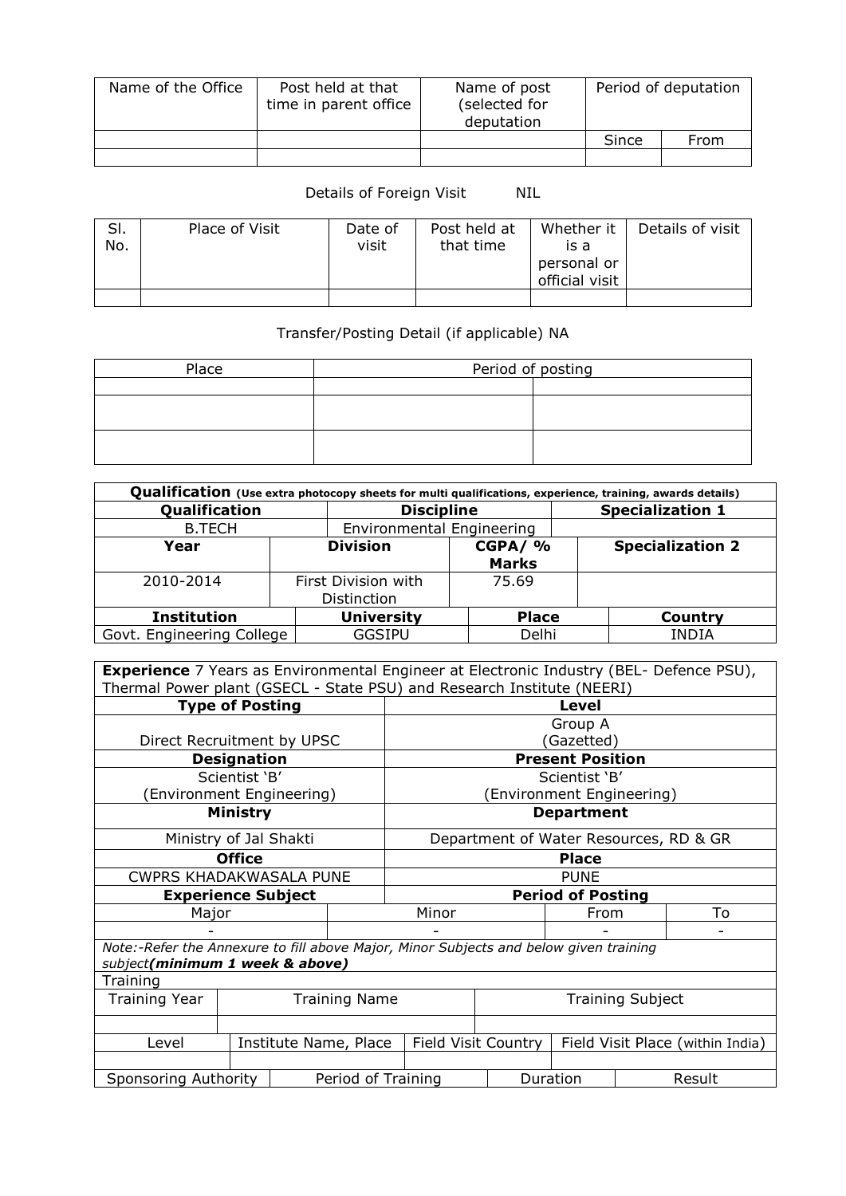| Name of the Office | Post held at that time in parent office | Name of post (selected for deputation | Period of deputation | |
|---|---|---|---|---|
| | | | Since | From |
| | | | | |

Details of Foreign Visit NIL

| Sl. No. | Place of Visit | Date of visit | Post held at that time | Whether it is a personal or official visit | Details of visit |
|---|---|---|---|---|---|
| | | | | | |

Transfer/Posting Detail (if applicable) NA

| Place | Period of posting | |
|---|---|---|
| | | |
| | | |
| | | |

| **Qualification** (Use extra photocopy sheets for multi qualifications, experience, training, awards details) | | | |
|---|---|---|---|
| **Qualification** | **Discipline** | | **Specialization 1** |
| B.TECH | Environmental Engineering | | |
| **Year** | **Division** | **CGPA/ % Marks** | **Specialization 2** |
| 2010-2014 | First Division with Distinction | 75.69 | |
| **Institution** | **University** | **Place** | **Country** |
| Govt. Engineering College | GGSIPU | Delhi | INDIA |

| **Experience** 7 Years as Environmental Engineer at Electronic Industry (BEL- Defence PSU), Thermal Power plant (GSECL - State PSU) and Research Institute (NEERI) | | | |
|---|---|---|---|
| **Type of Posting** | | **Level** | |
| Direct Recruitment by UPSC | | Group A (Gazetted) | |
| **Designation** | | **Present Position** | |
| Scientist 'B' (Environment Engineering) | | Scientist 'B' (Environment Engineering) | |
| **Ministry** | | **Department** | |
| Ministry of Jal Shakti | | Department of Water Resources, RD & GR | |
| **Office** | | **Place** | |
| CWPRS KHADAKWASALA PUNE | | PUNE | |
| **Experience Subject** | | **Period of Posting** | |
| Major | Minor | From | To |
| - | - | - | - |
| *Note:-Refer the Annexure to fill above Major, Minor Subjects and below given training subject* ***(minimum 1 week & above)*** | | | |

| Training | | | |
|---|---|---|---|
| Training Year | Training Name | Training Subject | |
| | | | |
| Level | Institute Name, Place | Field Visit Country | Field Visit Place (within India) |
| | | | |
| Sponsoring Authority | Period of Training | Duration | Result |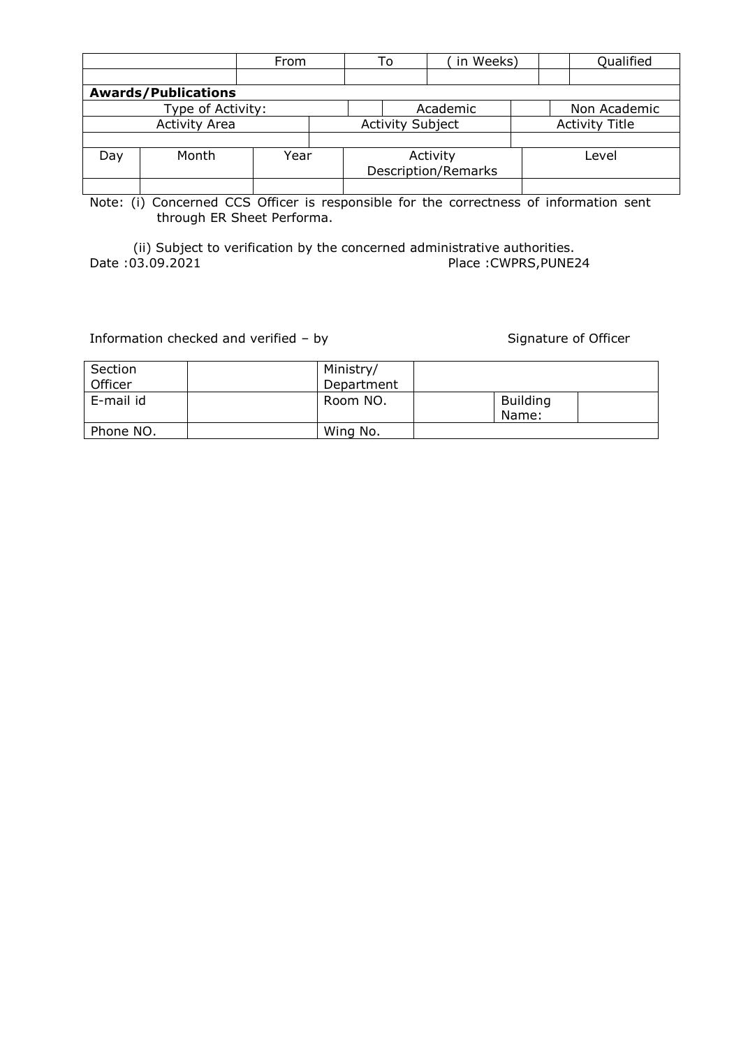| | From | To | ( in Weeks) | | Qualified |
|---|---|---|---|---|---|
| | | | | | |

| **Awards/Publications** | | | | | |
|---|---|---|---|---|---|
| Type of Activity: | | Academic | | Non Academic | |
| Activity Area | | Activity Subject | | Activity Title | |
| | | | | | |
| Day | Month | Year | Activity Description/Remarks | Level | |
| | | | | | |

Note: (i) Concerned CCS Officer is responsible for the correctness of information sent through ER Sheet Performa.

(ii) Subject to verification by the concerned administrative authorities.

Date :03.09.2021 Place :CWPRS,PUNE24

Information checked and verified – by Signature of Officer

| | | | | | |
|---|---|---|---|---|---|
| Section Officer | | Ministry/ Department | | | |
| E-mail id | | Room NO. | | Building Name: | |
| Phone NO. | | Wing No. | | | |